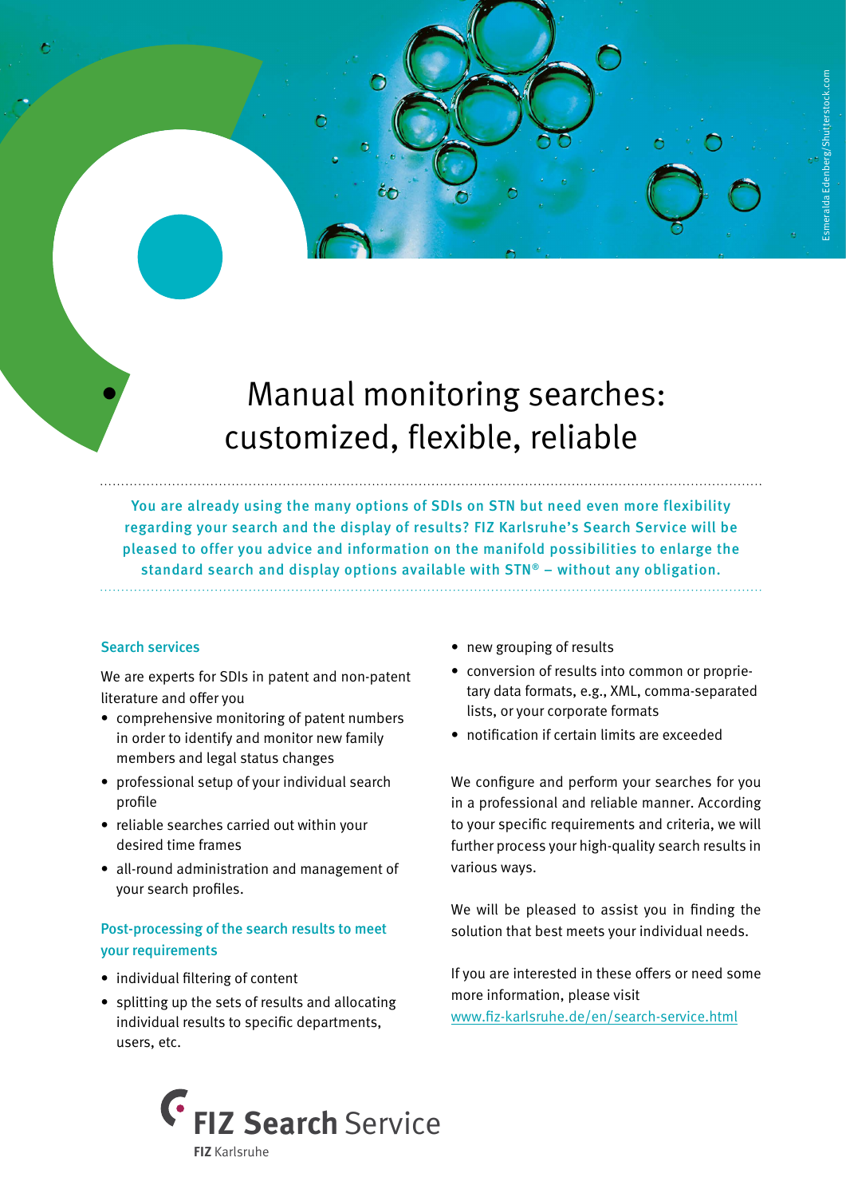# Manual monitoring searches: customized, flexible, reliable

**You are already using the many options of SDIs on STN but need even more flexibility regarding your search and the display of results? FIZ Karlsruhe's Search Service will be pleased to offer you advice and information on the manifold possibilities to enlarge the standard search and display options available with STN® – without any obligation.**

## Search services

We are experts for SDIs in patent and non-patent literature and offer you

- comprehensive monitoring of patent numbers in order to identify and monitor new family members and legal status changes
- professional setup of your individual search profile
- reliable searches carried out within your desired time frames
- all-round administration and management of your search profiles.

## Post-processing of the search results to meet your requirements

- individual filtering of content
- splitting up the sets of results and allocating individual results to specific departments, users, etc.
- new grouping of results
- conversion of results into common or proprietary data formats, e.g., XML, comma-separated lists, or your corporate formats
- notification if certain limits are exceeded

We configure and perform your searches for you in a professional and reliable manner. According to your specific requirements and criteria, we will further process your high-quality search results in various ways.

We will be pleased to assist you in finding the solution that best meets your individual needs.

If you are interested in these offers or need some more information, please visit [www.fiz-karlsruhe.de/en/search-service.html](www.fiz-karlsruhe.de/en/search-service.html)

**FIZ Search** Service

**FIZ** Karlsruhe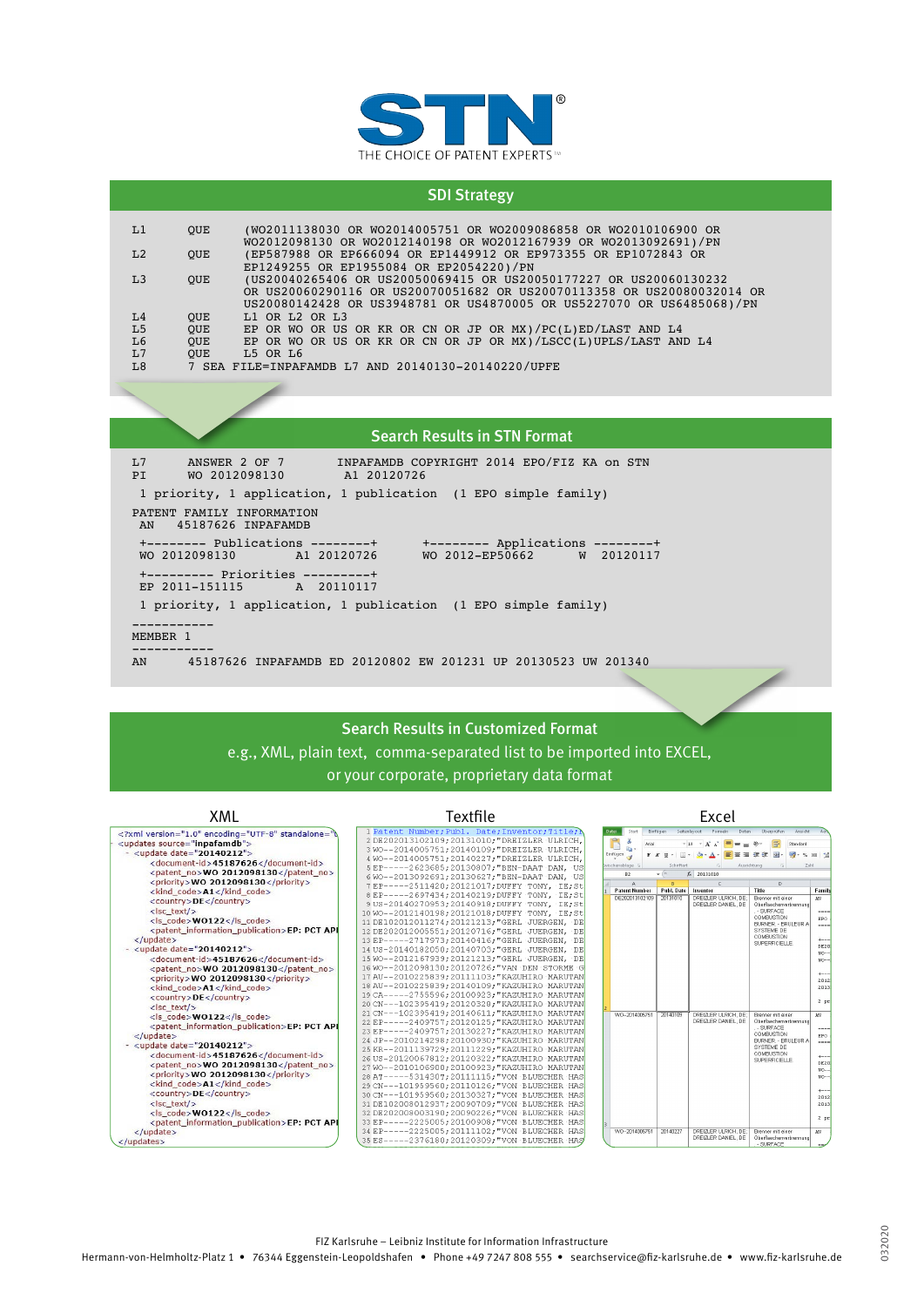STN® THE CHOICE OF PATENT EXPERTS™

## SDI Strategy

```
L1      QUE     (WO2011138030 OR WO2014005751 OR WO2009086858 OR WO2010106900 OR
                WO2012098130 OR WO2012140198 OR WO2012167939 OR WO2013092691)/PN
L2      QUE     (EP587988 OR EP666094 OR EP1449912 OR EP973355 OR EP1072843 OR
                EP1249255 OR EP1955084 OR EP2054220)/PN
L3      QUE     (US20040265406 OR US20050069415 OR US20050177227 OR US20060130232
                OR US20060290116 OR US20070051682 OR US20070113358 OR US20080032014 OR
                US20080142428 OR US3948781 OR US4870005 OR US5227070 OR US6485068)/PN
L4      QUE     L1 OR L2 OR L3
L5      QUE     EP OR WO OR US OR KR OR CN OR JP OR MX)/PC(L)ED/LAST AND L4
L6      QUE     EP OR WO OR US OR KR OR CN OR JP OR MX)/LSCC(L)UPLS/LAST AND L4
L7      QUE     L5 OR L6
L8      7 SEA FILE=INPAFAMDB L7 AND 20140130-20140220/UPFE
```

## Search Results in STN Format

```
L7      ANSWER 2 OF 7        INPAFAMDB COPYRIGHT 2014 EPO/FIZ KA on STN
PI      WO 2012098130         A1 20120726
 1 priority, 1 application, 1 publication  (1 EPO simple family)

PATENT FAMILY INFORMATION
 AN    45187626 INPAFAMDB

 +-------- Publications --------+      +-------- Applications --------+
 WO 2012098130       A1 20120726       WO 2012-EP50662        W  20120117

 +--------- Priorities ---------+
 EP 2011-151115        A  20110117

 1 priority, 1 application, 1 publication  (1 EPO simple family)

-----------
MEMBER 1
-----------
AN      45187626 INPAFAMDB ED 20120802 EW 201231 UP 20130523 UW 201340
```

## Search Results in Customized Format

e.g., XML, plain text, comma-separated list to be imported into EXCEL, or your corporate, proprietary data format

### XML

```
<?xml version="1.0" encoding="UTF-8" standalone="
<updates source="inpafamdb">
 - <update date="20140212">
     <document-id>45187626</document-id>
     <patent_no>WO 2012098130</patent_no>
     <priority>WO 2012098130</priority>
     <kind_code>A1</kind_code>
     <country>DE</country>
     <lsc_text/>
     <ls_code>WO122</ls_code>
     <patent_information_publication>EP: PCT API
   </update>
 - <update date="20140212">
     <document-id>45187626</document-id>
     <patent_no>WO 2012098130</patent_no>
     <priority>WO 2012098130</priority>
     <kind_code>A1</kind_code>
     <country>DE</country>
     <lsc_text/>
     <ls_code>WO122</ls_code>
     <patent_information_publication>EP: PCT API
   </update>
 - <update date="20140212">
     <document-id>45187626</document-id>
     <patent_no>WO 2012098130</patent_no>
     <priority>WO 2012098130</priority>
     <kind_code>A1</kind_code>
     <country>DE</country>
     <lsc_text/>
     <ls_code>WO122</ls_code>
     <patent_information_publication>EP: PCT API
   </update>
</updates>
```

### Textfile

```
1 Patent Number;Publ. Date;Inventor;Title;
2 DE202013102109;20131010;"DREIZLER ULRICH,
3 WO--2014005751;20140109;"DREIZLER ULRICH,
4 WO--2014005751;20140227;"DREIZLER ULRICH,
5 EP-----2623685;20130807;"BEN-DAAT DAN, US
6 WO--2013092691;20130627;"BEN-DAAT DAN, US
7 EP-----2511420;20121017;DUFFY TONY, IE;St
8 EP-----2697434;20140219;DUFFY TONY, IE;St
9 US-20140270953;20140918;DUFFY TONY, IE;St
10 WO--2012140198;20121018;DUFFY TONY, IE;St
11 DE102012011274;20121213;"GERL JUERGEN, DE
12 DE202012005551;20120716;"GERL JUERGEN, DE
13 EP-----2717973;20140416;"GERL JUERGEN, DE
14 US-20140182050;20140703;"GERL JUERGEN, DE
15 WO--2012167939;20121213;"GERL JUERGEN, DE
16 WO--2012098130;20120726;"VAN DEN STORME G
17 AU--2010225839;20111103;"KAZUHIRO MARUTAN
18 AU--2010225839;20140109;"KAZUHIRO MARUTAN
19 CA------2755596;20100923;"KAZUHIRO MARUTAN
20 CN----102395419;20120328;"KAZUHIRO MARUTAN
21 CN----102395419;20140611;"KAZUHIRO MARUTAN
22 EP-----2409757;20120125;"KAZUHIRO MARUTAN
23 EP-----2409757;20130227;"KAZUHIRO MARUTAN
24 JP--2012514298;20120930;"KAZUHIRO MARUTAN
25 KR--20111139729;20111229;"KAZUHIRO MARUTAN
26 US-20120067812;20120322;"KAZUHIRO MARUTAN
27 WO--2010106900;20100923;"KAZUHIRO MARUTAN
28 AT-------5314307;20111115;"VON BLUECHER HAS
29 CN----101959560;20110126;"VON BLUECHER HAS
30 CN----101959560;20130527;"VON BLUECHER HAS
31 DE102008012937;20090709;"VON BLUECHER HAS
32 DE202008003190;20090226;"VON BLUECHER HAS
33 EP-----2225005;20100908;"VON BLUECHER HAS
34 EP-----2225005;20111102;"VON BLUECHER HAS
35 ES-----2376180;20120309;"VON BLUECHER HAS
```

### Excel

| Patent Number | Publ. Date | Inventor | Title | Family |
|---|---|---|---|---|
| DE202013102109 | 20131010 | DREIZLER ULRICH, DE; DREIZLER DANIEL, DE | Brenner mit einer Oberflächenverbrennung - SURFACE COMBUSTION BURNER - BRULEUR A SYSTEME DE COMBUSTION SUPERFICIELLE | |
| WO--2014005751 | 20140109 | DREIZLER ULRICH, DE; DREIZLER DANIEL, DE | Brenner mit einer Oberflächenverbrennung - SURFACE COMBUSTION BURNER - BRULEUR A SYSTEME DE COMBUSTION SUPERFICIELLE | |
| WO--2014005751 | 20140227 | DREIZLER ULRICH, DE; DREIZLER DANIEL, DE | Brenner mit einer Oberflächenverbrennung - SURFACE | |

FIZ Karlsruhe – Leibniz Institute for Information Infrastructure
Hermann-von-Helmholtz-Platz 1 • 76344 Eggenstein-Leopoldshafen • Phone +49 7247 808 555 • searchservice@fiz-karlsruhe.de • www.fiz-karlsruhe.de

032020